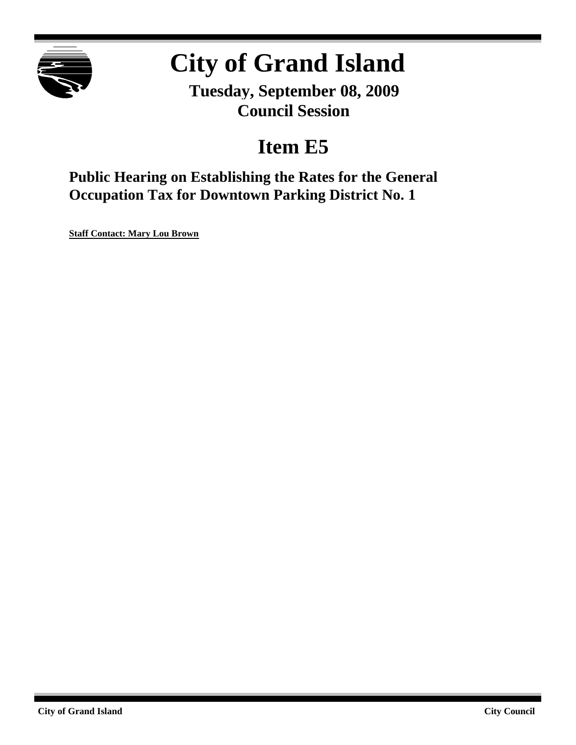# City of Grand Island

**Tuesday, September 08, 2009**
**Council Session**

## Item E5

### Public Hearing on Establishing the Rates for the General Occupation Tax for Downtown Parking District No. 1

**Staff Contact: Mary Lou Brown**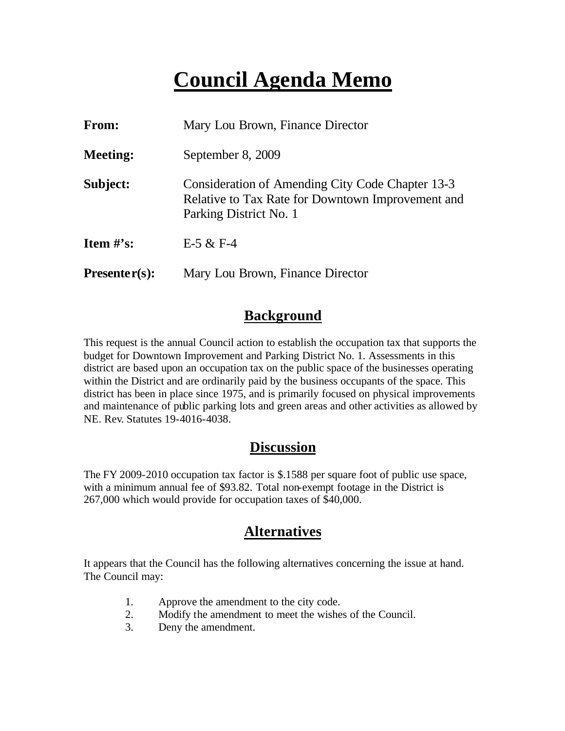# Council Agenda Memo

**From:** Mary Lou Brown, Finance Director

**Meeting:** September 8, 2009

**Subject:** Consideration of Amending City Code Chapter 13-3 Relative to Tax Rate for Downtown Improvement and Parking District No. 1

**Item #'s:** E-5 & F-4

**Presenter(s):** Mary Lou Brown, Finance Director

## Background

This request is the annual Council action to establish the occupation tax that supports the budget for Downtown Improvement and Parking District No. 1. Assessments in this district are based upon an occupation tax on the public space of the businesses operating within the District and are ordinarily paid by the business occupants of the space. This district has been in place since 1975, and is primarily focused on physical improvements and maintenance of public parking lots and green areas and other activities as allowed by NE. Rev. Statutes 19-4016-4038.

## Discussion

The FY 2009-2010 occupation tax factor is $.1588 per square foot of public use space, with a minimum annual fee of $93.82. Total non-exempt footage in the District is 267,000 which would provide for occupation taxes of $40,000.

## Alternatives

It appears that the Council has the following alternatives concerning the issue at hand. The Council may:

1. Approve the amendment to the city code.
2. Modify the amendment to meet the wishes of the Council.
3. Deny the amendment.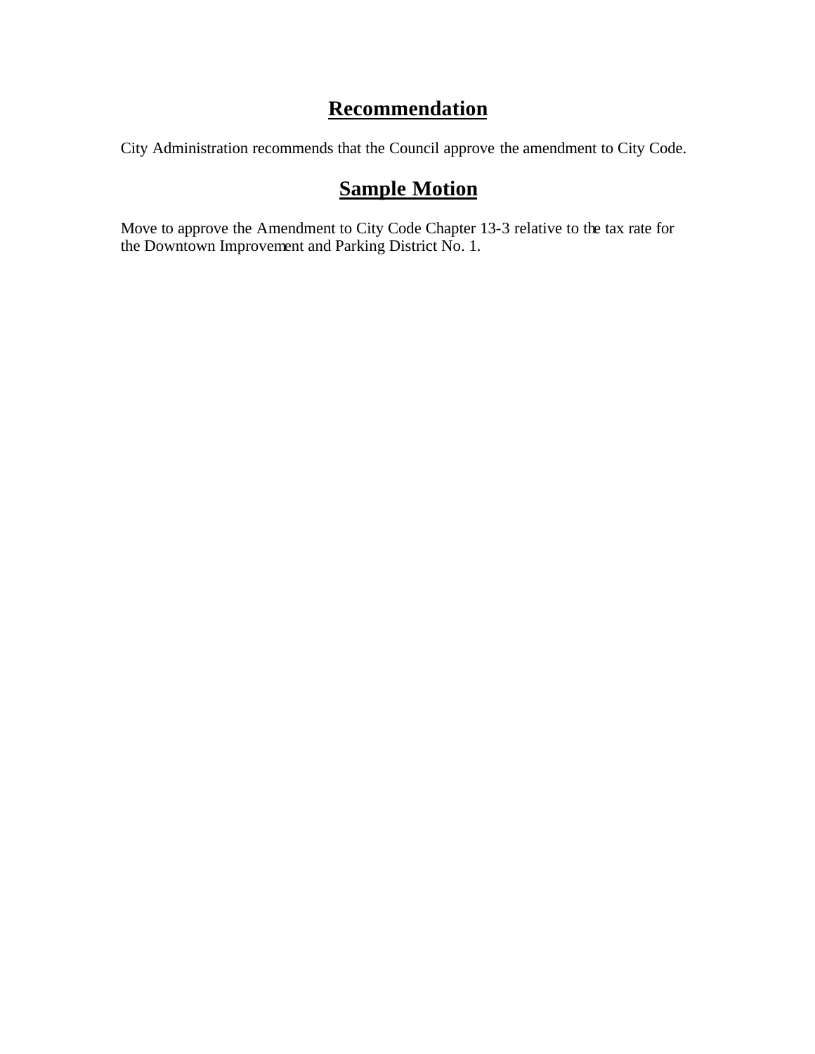## Recommendation

City Administration recommends that the Council approve the amendment to City Code.

## Sample Motion

Move to approve the Amendment to City Code Chapter 13-3 relative to the tax rate for the Downtown Improvement and Parking District No. 1.